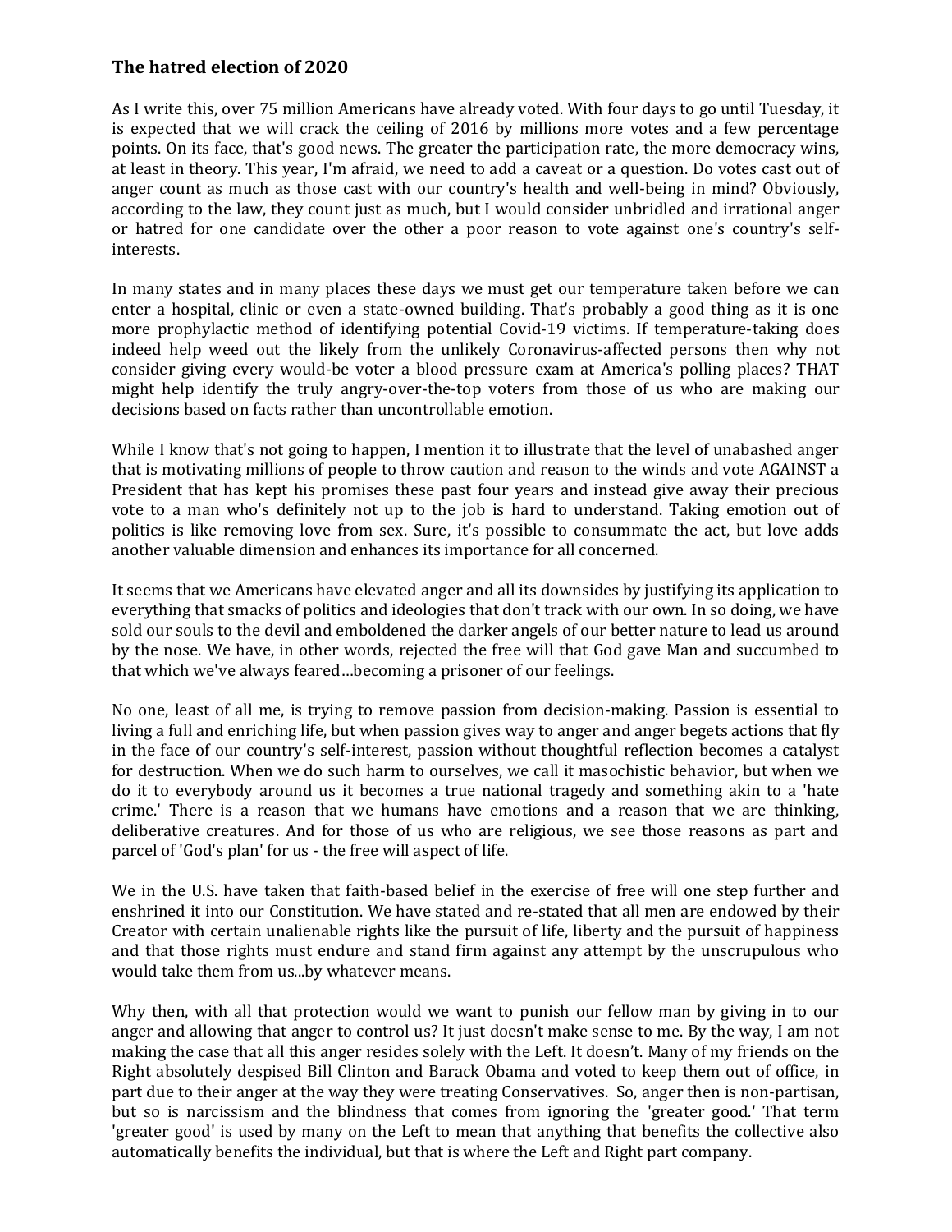## The hatred election of 2020

As I write this, over 75 million Americans have already voted. With four days to go until Tuesday, it is expected that we will crack the ceiling of 2016 by millions more votes and a few percentage points. On its face, that's good news. The greater the participation rate, the more democracy wins, at least in theory. This year, I'm afraid, we need to add a caveat or a question. Do votes cast out of anger count as much as those cast with our country's health and well-being in mind? Obviously, according to the law, they count just as much, but I would consider unbridled and irrational anger or hatred for one candidate over the other a poor reason to vote against one's country's self-interests.

In many states and in many places these days we must get our temperature taken before we can enter a hospital, clinic or even a state-owned building. That's probably a good thing as it is one more prophylactic method of identifying potential Covid-19 victims. If temperature-taking does indeed help weed out the likely from the unlikely Coronavirus-affected persons then why not consider giving every would-be voter a blood pressure exam at America's polling places? THAT might help identify the truly angry-over-the-top voters from those of us who are making our decisions based on facts rather than uncontrollable emotion.

While I know that's not going to happen, I mention it to illustrate that the level of unabashed anger that is motivating millions of people to throw caution and reason to the winds and vote AGAINST a President that has kept his promises these past four years and instead give away their precious vote to a man who's definitely not up to the job is hard to understand. Taking emotion out of politics is like removing love from sex. Sure, it's possible to consummate the act, but love adds another valuable dimension and enhances its importance for all concerned.

It seems that we Americans have elevated anger and all its downsides by justifying its application to everything that smacks of politics and ideologies that don't track with our own. In so doing, we have sold our souls to the devil and emboldened the darker angels of our better nature to lead us around by the nose. We have, in other words, rejected the free will that God gave Man and succumbed to that which we've always feared…becoming a prisoner of our feelings.

No one, least of all me, is trying to remove passion from decision-making. Passion is essential to living a full and enriching life, but when passion gives way to anger and anger begets actions that fly in the face of our country's self-interest, passion without thoughtful reflection becomes a catalyst for destruction. When we do such harm to ourselves, we call it masochistic behavior, but when we do it to everybody around us it becomes a true national tragedy and something akin to a 'hate crime.' There is a reason that we humans have emotions and a reason that we are thinking, deliberative creatures. And for those of us who are religious, we see those reasons as part and parcel of 'God's plan' for us - the free will aspect of life.

We in the U.S. have taken that faith-based belief in the exercise of free will one step further and enshrined it into our Constitution. We have stated and re-stated that all men are endowed by their Creator with certain unalienable rights like the pursuit of life, liberty and the pursuit of happiness and that those rights must endure and stand firm against any attempt by the unscrupulous who would take them from us...by whatever means.

Why then, with all that protection would we want to punish our fellow man by giving in to our anger and allowing that anger to control us? It just doesn't make sense to me. By the way, I am not making the case that all this anger resides solely with the Left. It doesn't. Many of my friends on the Right absolutely despised Bill Clinton and Barack Obama and voted to keep them out of office, in part due to their anger at the way they were treating Conservatives. So, anger then is non-partisan, but so is narcissism and the blindness that comes from ignoring the 'greater good.' That term 'greater good' is used by many on the Left to mean that anything that benefits the collective also automatically benefits the individual, but that is where the Left and Right part company.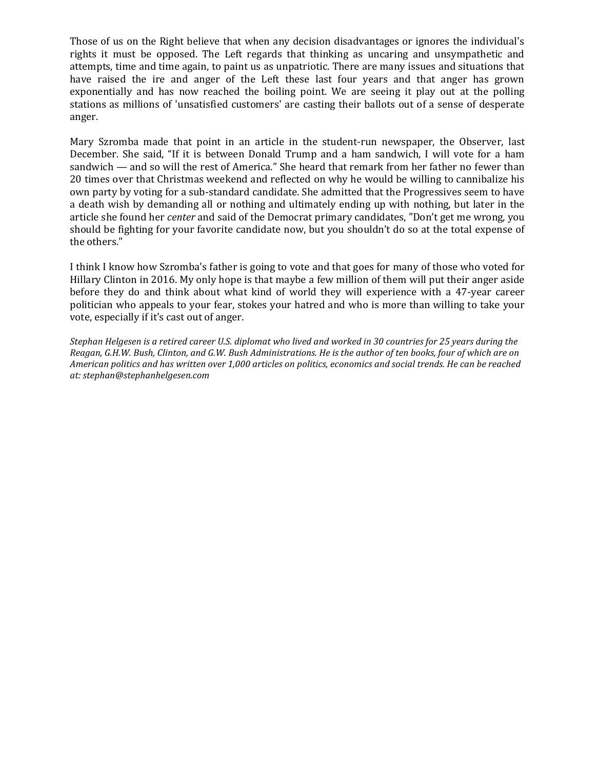Those of us on the Right believe that when any decision disadvantages or ignores the individual's rights it must be opposed. The Left regards that thinking as uncaring and unsympathetic and attempts, time and time again, to paint us as unpatriotic. There are many issues and situations that have raised the ire and anger of the Left these last four years and that anger has grown exponentially and has now reached the boiling point. We are seeing it play out at the polling stations as millions of 'unsatisfied customers' are casting their ballots out of a sense of desperate anger.

Mary Szromba made that point in an article in the student-run newspaper, the Observer, last December. She said, "If it is between Donald Trump and a ham sandwich, I will vote for a ham sandwich — and so will the rest of America." She heard that remark from her father no fewer than 20 times over that Christmas weekend and reflected on why he would be willing to cannibalize his own party by voting for a sub-standard candidate. She admitted that the Progressives seem to have a death wish by demanding all or nothing and ultimately ending up with nothing, but later in the article she found her *center* and said of the Democrat primary candidates, "Don't get me wrong, you should be fighting for your favorite candidate now, but you shouldn't do so at the total expense of the others."

I think I know how Szromba's father is going to vote and that goes for many of those who voted for Hillary Clinton in 2016. My only hope is that maybe a few million of them will put their anger aside before they do and think about what kind of world they will experience with a 47-year career politician who appeals to your fear, stokes your hatred and who is more than willing to take your vote, especially if it's cast out of anger.

*Stephan Helgesen is a retired career U.S. diplomat who lived and worked in 30 countries for 25 years during the Reagan, G.H.W. Bush, Clinton, and G.W. Bush Administrations. He is the author of ten books, four of which are on American politics and has written over 1,000 articles on politics, economics and social trends. He can be reached at: stephan@stephanhelgesen.com*